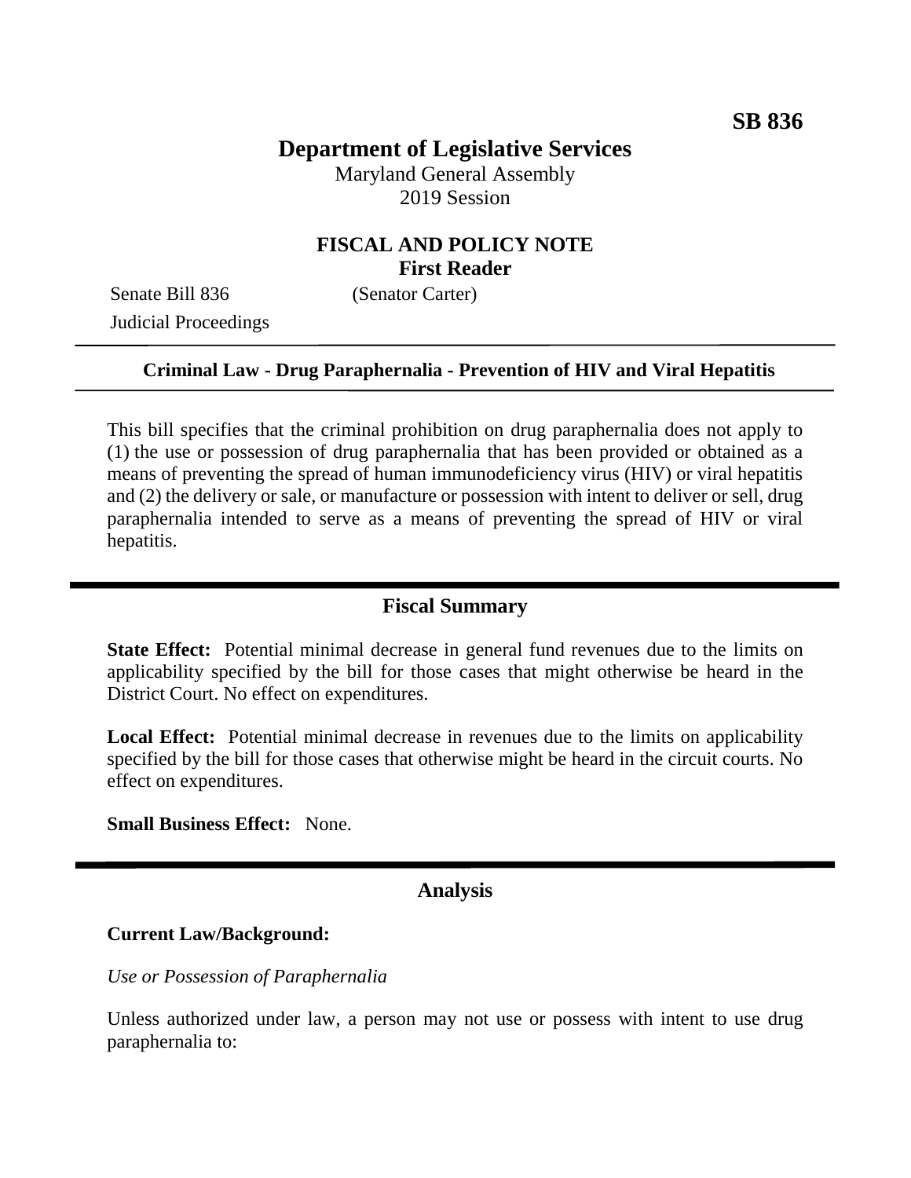**SB 836**

# Department of Legislative Services

Maryland General Assembly
2019 Session

## FISCAL AND POLICY NOTE
**First Reader**

Senate Bill 836 (Senator Carter)
Judicial Proceedings

---

**Criminal Law - Drug Paraphernalia - Prevention of HIV and Viral Hepatitis**

---

This bill specifies that the criminal prohibition on drug paraphernalia does not apply to (1) the use or possession of drug paraphernalia that has been provided or obtained as a means of preventing the spread of human immunodeficiency virus (HIV) or viral hepatitis and (2) the delivery or sale, or manufacture or possession with intent to deliver or sell, drug paraphernalia intended to serve as a means of preventing the spread of HIV or viral hepatitis.

## Fiscal Summary

**State Effect:** Potential minimal decrease in general fund revenues due to the limits on applicability specified by the bill for those cases that might otherwise be heard in the District Court. No effect on expenditures.

**Local Effect:** Potential minimal decrease in revenues due to the limits on applicability specified by the bill for those cases that otherwise might be heard in the circuit courts. No effect on expenditures.

**Small Business Effect:** None.

## Analysis

**Current Law/Background:**

*Use or Possession of Paraphernalia*

Unless authorized under law, a person may not use or possess with intent to use drug paraphernalia to: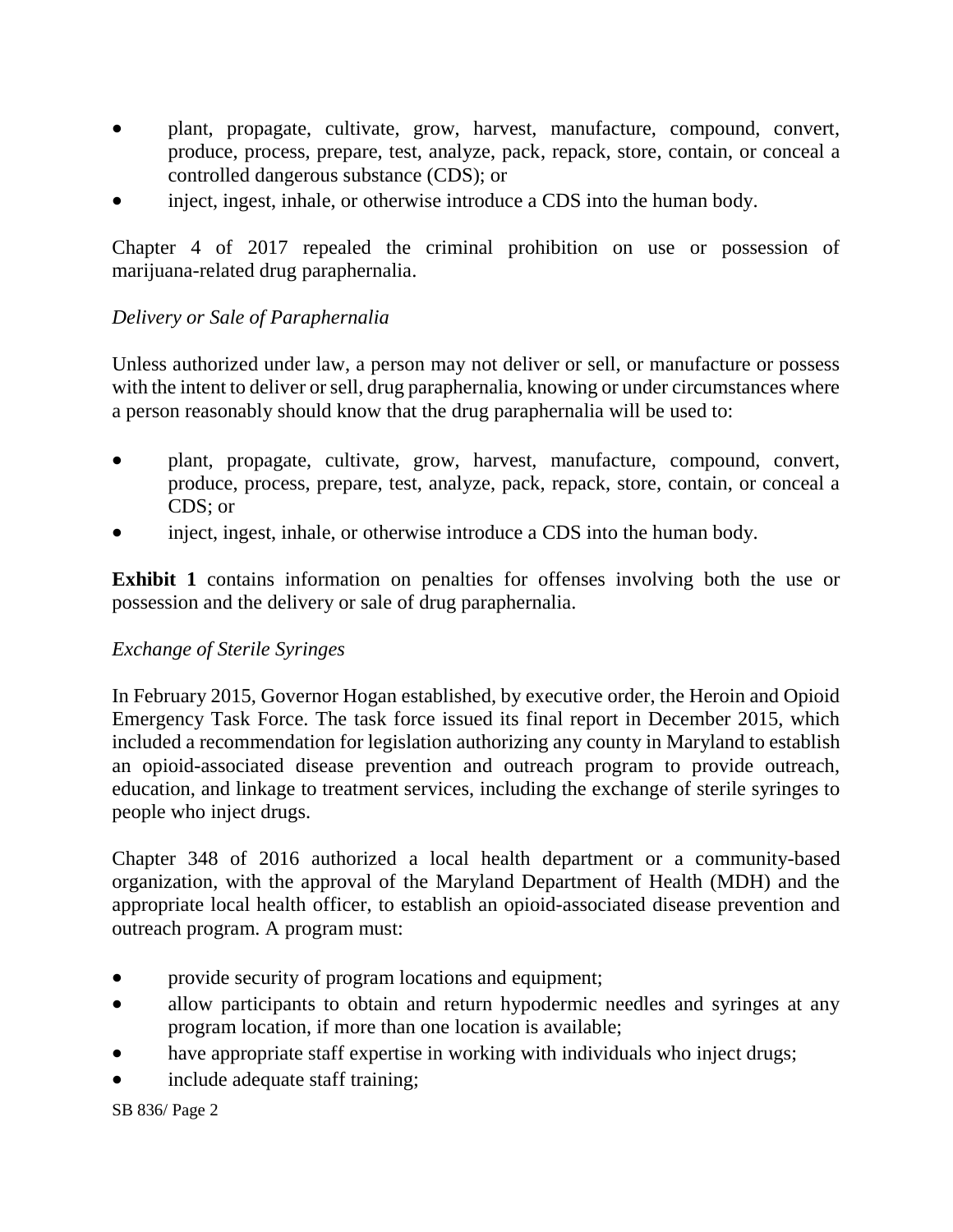- plant, propagate, cultivate, grow, harvest, manufacture, compound, convert, produce, process, prepare, test, analyze, pack, repack, store, contain, or conceal a controlled dangerous substance (CDS); or
- inject, ingest, inhale, or otherwise introduce a CDS into the human body.

Chapter 4 of 2017 repealed the criminal prohibition on use or possession of marijuana-related drug paraphernalia.

*Delivery or Sale of Paraphernalia*

Unless authorized under law, a person may not deliver or sell, or manufacture or possess with the intent to deliver or sell, drug paraphernalia, knowing or under circumstances where a person reasonably should know that the drug paraphernalia will be used to:

- plant, propagate, cultivate, grow, harvest, manufacture, compound, convert, produce, process, prepare, test, analyze, pack, repack, store, contain, or conceal a CDS; or
- inject, ingest, inhale, or otherwise introduce a CDS into the human body.

**Exhibit 1** contains information on penalties for offenses involving both the use or possession and the delivery or sale of drug paraphernalia.

*Exchange of Sterile Syringes*

In February 2015, Governor Hogan established, by executive order, the Heroin and Opioid Emergency Task Force. The task force issued its final report in December 2015, which included a recommendation for legislation authorizing any county in Maryland to establish an opioid-associated disease prevention and outreach program to provide outreach, education, and linkage to treatment services, including the exchange of sterile syringes to people who inject drugs.

Chapter 348 of 2016 authorized a local health department or a community-based organization, with the approval of the Maryland Department of Health (MDH) and the appropriate local health officer, to establish an opioid-associated disease prevention and outreach program. A program must:

- provide security of program locations and equipment;
- allow participants to obtain and return hypodermic needles and syringes at any program location, if more than one location is available;
- have appropriate staff expertise in working with individuals who inject drugs;
- include adequate staff training;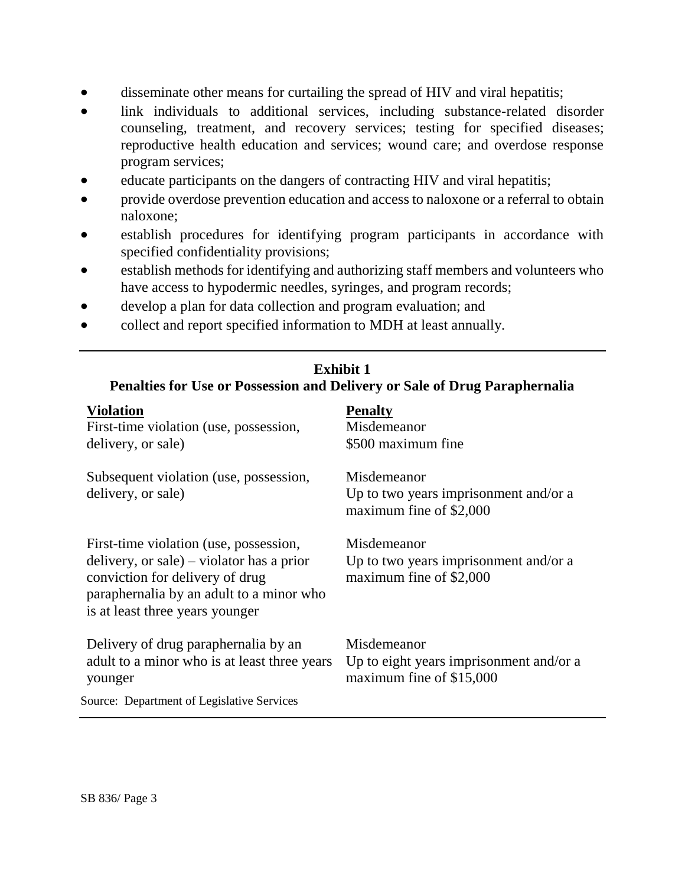- disseminate other means for curtailing the spread of HIV and viral hepatitis;
- link individuals to additional services, including substance-related disorder counseling, treatment, and recovery services; testing for specified diseases; reproductive health education and services; wound care; and overdose response program services;
- educate participants on the dangers of contracting HIV and viral hepatitis;
- provide overdose prevention education and access to naloxone or a referral to obtain naloxone;
- establish procedures for identifying program participants in accordance with specified confidentiality provisions;
- establish methods for identifying and authorizing staff members and volunteers who have access to hypodermic needles, syringes, and program records;
- develop a plan for data collection and program evaluation; and
- collect and report specified information to MDH at least annually.

**Exhibit 1**
**Penalties for Use or Possession and Delivery or Sale of Drug Paraphernalia**

| Violation | Penalty |
|---|---|
| First-time violation (use, possession, delivery, or sale) | Misdemeanor<br>$500 maximum fine |
| Subsequent violation (use, possession, delivery, or sale) | Misdemeanor<br>Up to two years imprisonment and/or a maximum fine of $2,000 |
| First-time violation (use, possession, delivery, or sale) – violator has a prior conviction for delivery of drug paraphernalia by an adult to a minor who is at least three years younger | Misdemeanor<br>Up to two years imprisonment and/or a maximum fine of $2,000 |
| Delivery of drug paraphernalia by an adult to a minor who is at least three years younger | Misdemeanor<br>Up to eight years imprisonment and/or a maximum fine of $15,000 |

Source: Department of Legislative Services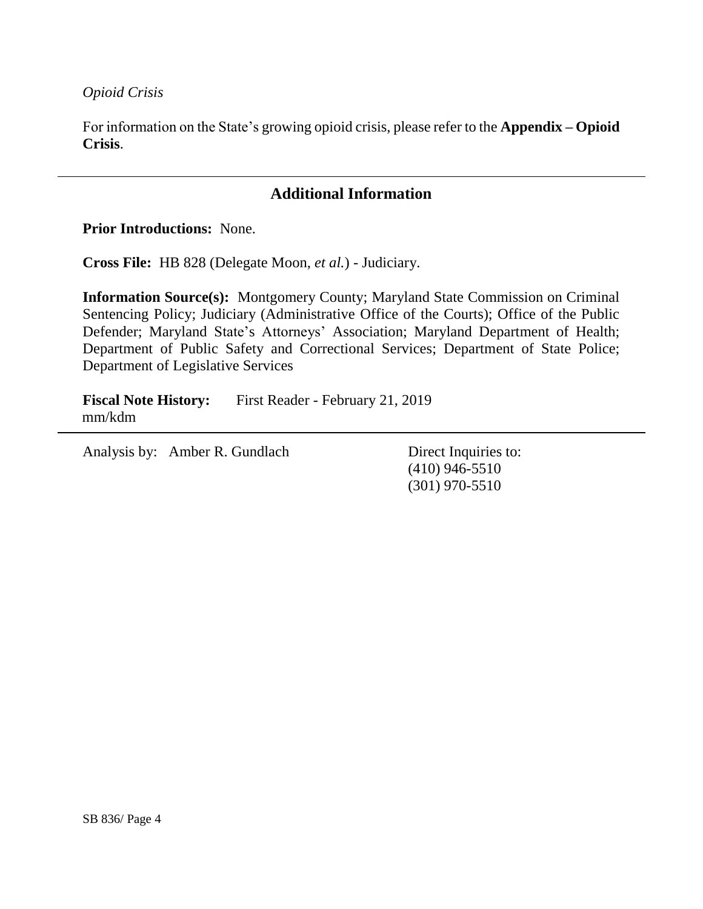*Opioid Crisis*

For information on the State's growing opioid crisis, please refer to the **Appendix – Opioid Crisis**.

---

## Additional Information

**Prior Introductions:** None.

**Cross File:** HB 828 (Delegate Moon, *et al.*) - Judiciary.

**Information Source(s):** Montgomery County; Maryland State Commission on Criminal Sentencing Policy; Judiciary (Administrative Office of the Courts); Office of the Public Defender; Maryland State's Attorneys' Association; Maryland Department of Health; Department of Public Safety and Correctional Services; Department of State Police; Department of Legislative Services

**Fiscal Note History:** First Reader - February 21, 2019
mm/kdm

---

Analysis by: Amber R. Gundlach

Direct Inquiries to:
(410) 946-5510
(301) 970-5510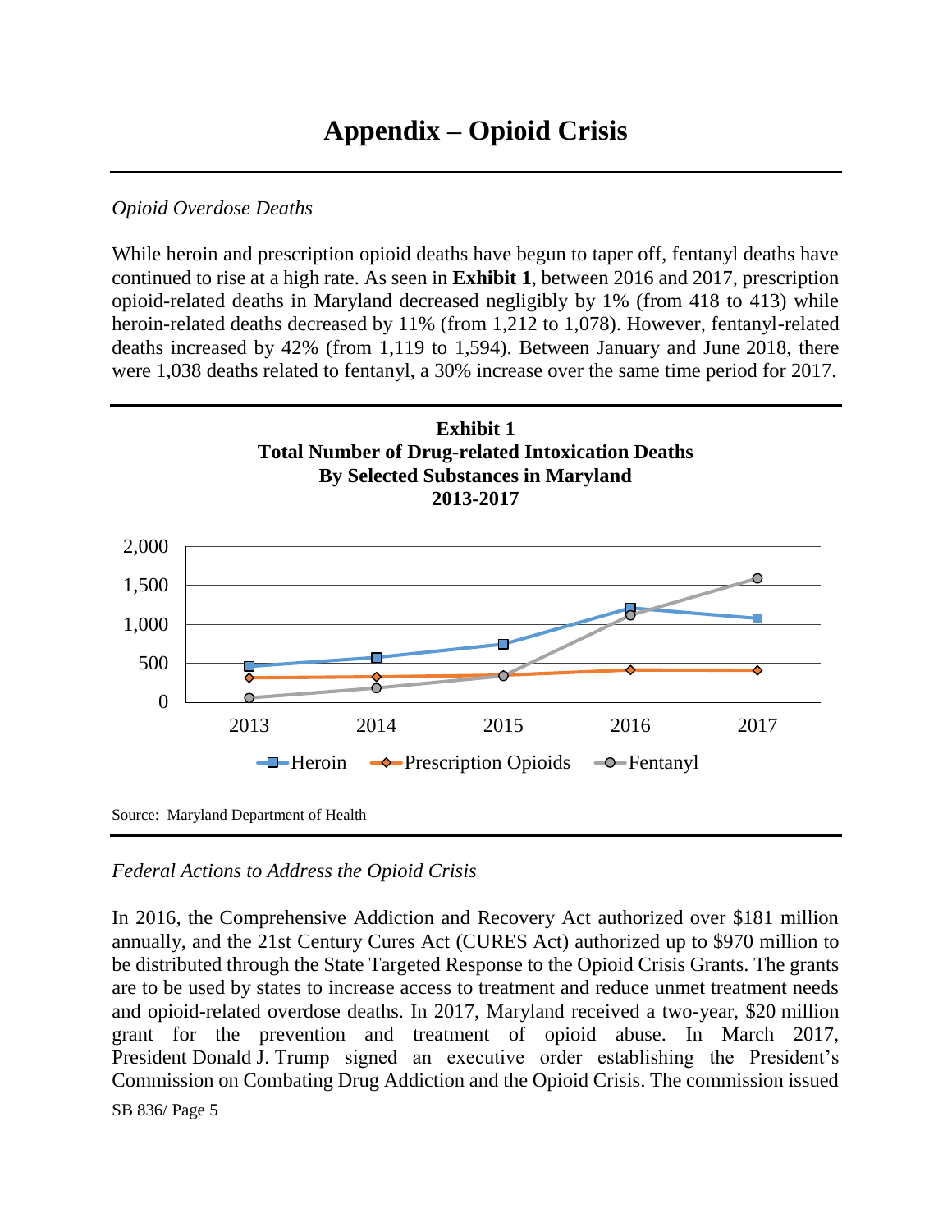# Appendix – Opioid Crisis

*Opioid Overdose Deaths*

While heroin and prescription opioid deaths have begun to taper off, fentanyl deaths have continued to rise at a high rate. As seen in **Exhibit 1**, between 2016 and 2017, prescription opioid-related deaths in Maryland decreased negligibly by 1% (from 418 to 413) while heroin-related deaths decreased by 11% (from 1,212 to 1,078). However, fentanyl-related deaths increased by 42% (from 1,119 to 1,594). Between January and June 2018, there were 1,038 deaths related to fentanyl, a 30% increase over the same time period for 2017.

**Exhibit 1**
**Total Number of Drug-related Intoxication Deaths**
**By Selected Substances in Maryland**
**2013-2017**

Source: Maryland Department of Health

*Federal Actions to Address the Opioid Crisis*

In 2016, the Comprehensive Addiction and Recovery Act authorized over $181 million annually, and the 21st Century Cures Act (CURES Act) authorized up to $970 million to be distributed through the State Targeted Response to the Opioid Crisis Grants. The grants are to be used by states to increase access to treatment and reduce unmet treatment needs and opioid-related overdose deaths. In 2017, Maryland received a two-year, $20 million grant for the prevention and treatment of opioid abuse. In March 2017, President Donald J. Trump signed an executive order establishing the President's Commission on Combating Drug Addiction and the Opioid Crisis. The commission issued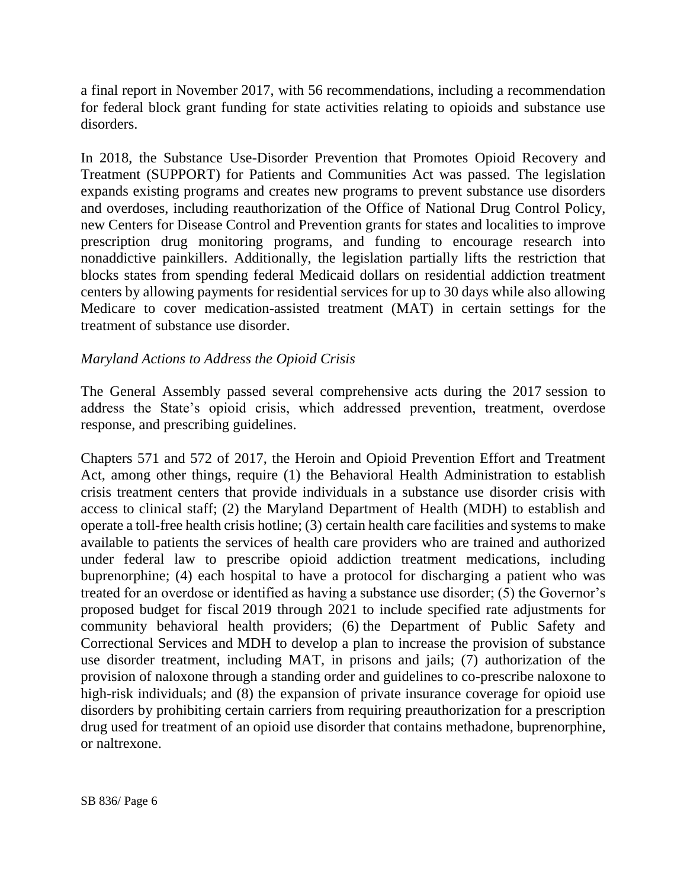a final report in November 2017, with 56 recommendations, including a recommendation for federal block grant funding for state activities relating to opioids and substance use disorders.

In 2018, the Substance Use-Disorder Prevention that Promotes Opioid Recovery and Treatment (SUPPORT) for Patients and Communities Act was passed. The legislation expands existing programs and creates new programs to prevent substance use disorders and overdoses, including reauthorization of the Office of National Drug Control Policy, new Centers for Disease Control and Prevention grants for states and localities to improve prescription drug monitoring programs, and funding to encourage research into nonaddictive painkillers. Additionally, the legislation partially lifts the restriction that blocks states from spending federal Medicaid dollars on residential addiction treatment centers by allowing payments for residential services for up to 30 days while also allowing Medicare to cover medication-assisted treatment (MAT) in certain settings for the treatment of substance use disorder.

*Maryland Actions to Address the Opioid Crisis*

The General Assembly passed several comprehensive acts during the 2017 session to address the State's opioid crisis, which addressed prevention, treatment, overdose response, and prescribing guidelines.

Chapters 571 and 572 of 2017, the Heroin and Opioid Prevention Effort and Treatment Act, among other things, require (1) the Behavioral Health Administration to establish crisis treatment centers that provide individuals in a substance use disorder crisis with access to clinical staff; (2) the Maryland Department of Health (MDH) to establish and operate a toll-free health crisis hotline; (3) certain health care facilities and systems to make available to patients the services of health care providers who are trained and authorized under federal law to prescribe opioid addiction treatment medications, including buprenorphine; (4) each hospital to have a protocol for discharging a patient who was treated for an overdose or identified as having a substance use disorder; (5) the Governor's proposed budget for fiscal 2019 through 2021 to include specified rate adjustments for community behavioral health providers; (6) the Department of Public Safety and Correctional Services and MDH to develop a plan to increase the provision of substance use disorder treatment, including MAT, in prisons and jails; (7) authorization of the provision of naloxone through a standing order and guidelines to co-prescribe naloxone to high-risk individuals; and (8) the expansion of private insurance coverage for opioid use disorders by prohibiting certain carriers from requiring preauthorization for a prescription drug used for treatment of an opioid use disorder that contains methadone, buprenorphine, or naltrexone.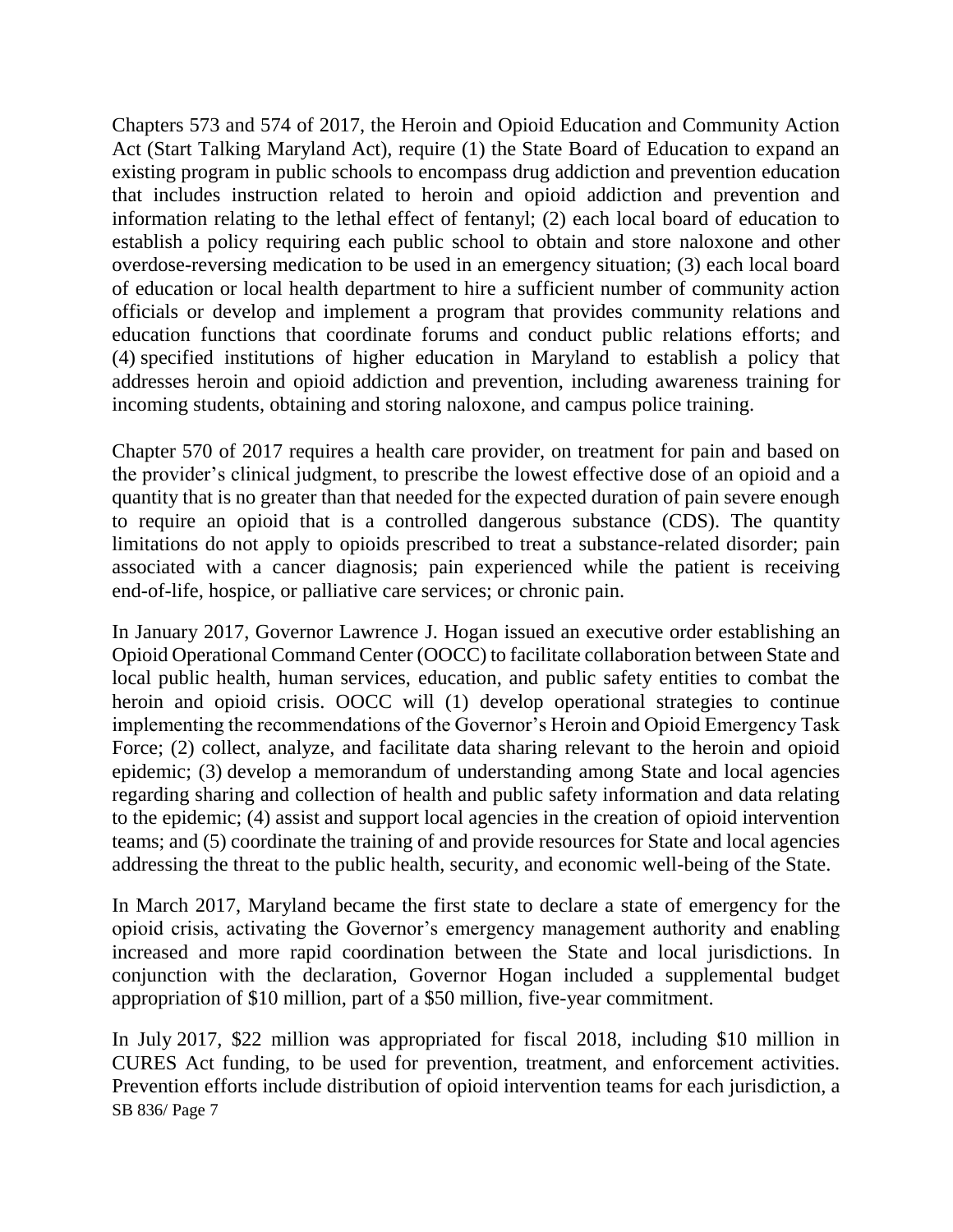Chapters 573 and 574 of 2017, the Heroin and Opioid Education and Community Action Act (Start Talking Maryland Act), require (1) the State Board of Education to expand an existing program in public schools to encompass drug addiction and prevention education that includes instruction related to heroin and opioid addiction and prevention and information relating to the lethal effect of fentanyl; (2) each local board of education to establish a policy requiring each public school to obtain and store naloxone and other overdose-reversing medication to be used in an emergency situation; (3) each local board of education or local health department to hire a sufficient number of community action officials or develop and implement a program that provides community relations and education functions that coordinate forums and conduct public relations efforts; and (4) specified institutions of higher education in Maryland to establish a policy that addresses heroin and opioid addiction and prevention, including awareness training for incoming students, obtaining and storing naloxone, and campus police training.

Chapter 570 of 2017 requires a health care provider, on treatment for pain and based on the provider's clinical judgment, to prescribe the lowest effective dose of an opioid and a quantity that is no greater than that needed for the expected duration of pain severe enough to require an opioid that is a controlled dangerous substance (CDS). The quantity limitations do not apply to opioids prescribed to treat a substance-related disorder; pain associated with a cancer diagnosis; pain experienced while the patient is receiving end-of-life, hospice, or palliative care services; or chronic pain.

In January 2017, Governor Lawrence J. Hogan issued an executive order establishing an Opioid Operational Command Center (OOCC) to facilitate collaboration between State and local public health, human services, education, and public safety entities to combat the heroin and opioid crisis. OOCC will (1) develop operational strategies to continue implementing the recommendations of the Governor's Heroin and Opioid Emergency Task Force; (2) collect, analyze, and facilitate data sharing relevant to the heroin and opioid epidemic; (3) develop a memorandum of understanding among State and local agencies regarding sharing and collection of health and public safety information and data relating to the epidemic; (4) assist and support local agencies in the creation of opioid intervention teams; and (5) coordinate the training of and provide resources for State and local agencies addressing the threat to the public health, security, and economic well-being of the State.

In March 2017, Maryland became the first state to declare a state of emergency for the opioid crisis, activating the Governor's emergency management authority and enabling increased and more rapid coordination between the State and local jurisdictions. In conjunction with the declaration, Governor Hogan included a supplemental budget appropriation of $10 million, part of a $50 million, five-year commitment.

In July 2017, $22 million was appropriated for fiscal 2018, including $10 million in CURES Act funding, to be used for prevention, treatment, and enforcement activities. Prevention efforts include distribution of opioid intervention teams for each jurisdiction, a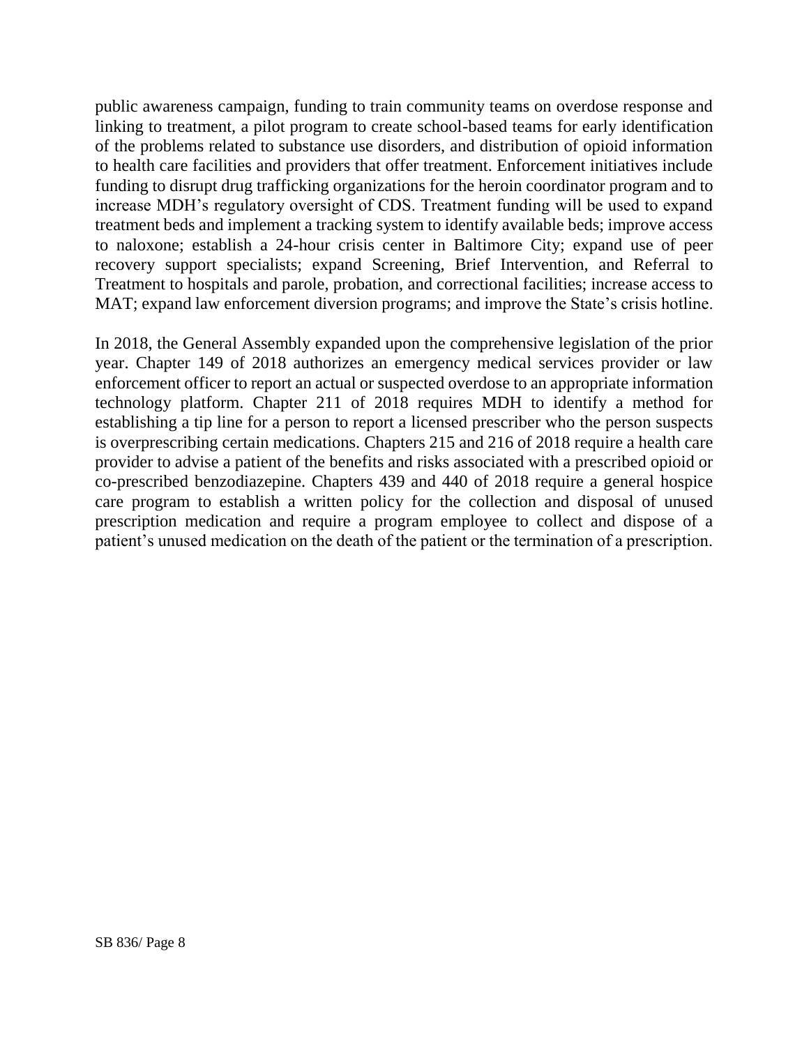public awareness campaign, funding to train community teams on overdose response and linking to treatment, a pilot program to create school-based teams for early identification of the problems related to substance use disorders, and distribution of opioid information to health care facilities and providers that offer treatment. Enforcement initiatives include funding to disrupt drug trafficking organizations for the heroin coordinator program and to increase MDH's regulatory oversight of CDS. Treatment funding will be used to expand treatment beds and implement a tracking system to identify available beds; improve access to naloxone; establish a 24-hour crisis center in Baltimore City; expand use of peer recovery support specialists; expand Screening, Brief Intervention, and Referral to Treatment to hospitals and parole, probation, and correctional facilities; increase access to MAT; expand law enforcement diversion programs; and improve the State's crisis hotline.

In 2018, the General Assembly expanded upon the comprehensive legislation of the prior year. Chapter 149 of 2018 authorizes an emergency medical services provider or law enforcement officer to report an actual or suspected overdose to an appropriate information technology platform. Chapter 211 of 2018 requires MDH to identify a method for establishing a tip line for a person to report a licensed prescriber who the person suspects is overprescribing certain medications. Chapters 215 and 216 of 2018 require a health care provider to advise a patient of the benefits and risks associated with a prescribed opioid or co-prescribed benzodiazepine. Chapters 439 and 440 of 2018 require a general hospice care program to establish a written policy for the collection and disposal of unused prescription medication and require a program employee to collect and dispose of a patient's unused medication on the death of the patient or the termination of a prescription.